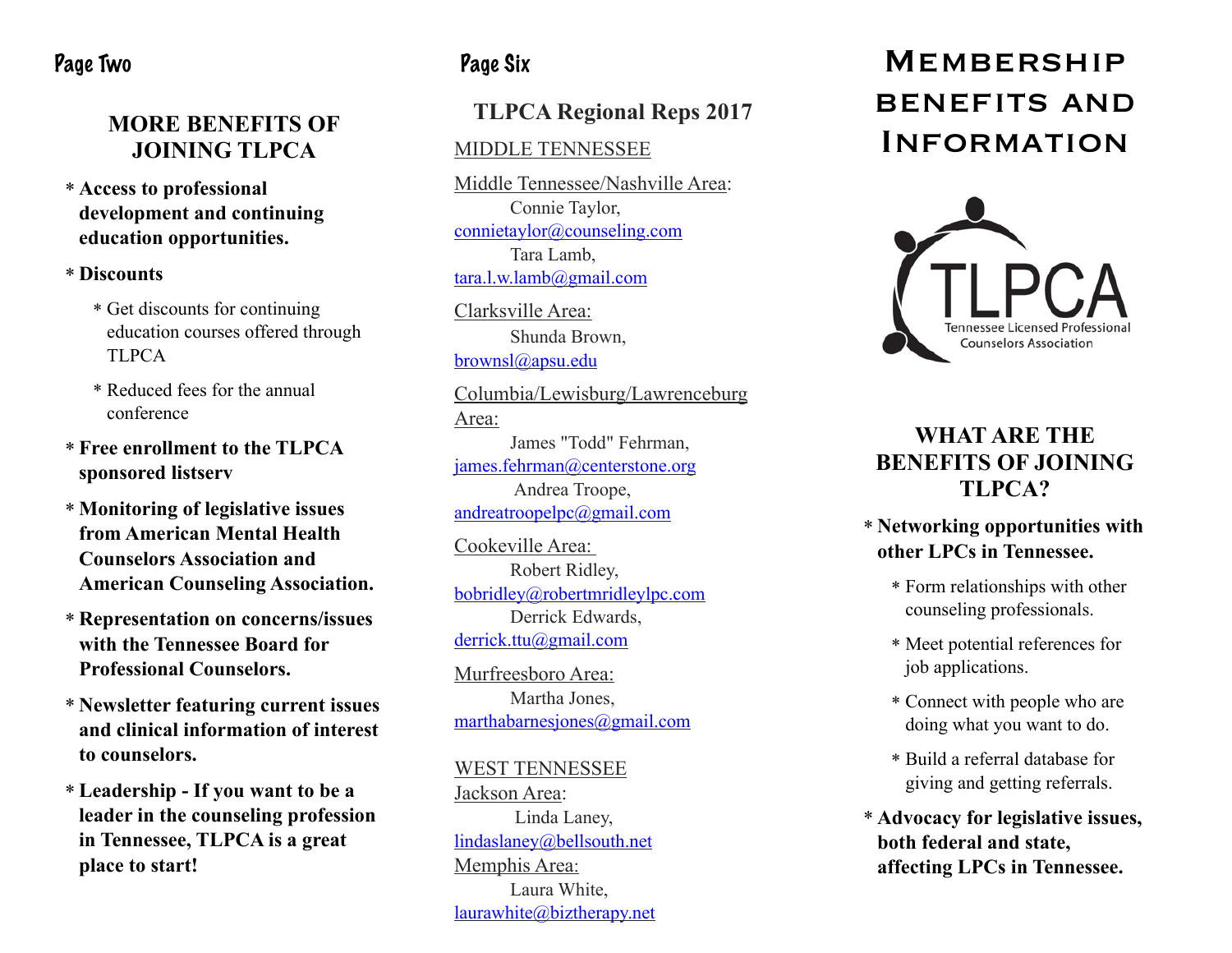## Page Two

### MORE BENEFITS OF JOINING TLPCA

* **Access to professional development and continuing education opportunities.**
* **Discounts**
  * Get discounts for continuing education courses offered through TLPCA
  * Reduced fees for the annual conference
* **Free enrollment to the TLPCA sponsored listserv**
* **Monitoring of legislative issues from American Mental Health Counselors Association and American Counseling Association.**
* **Representation on concerns/issues with the Tennessee Board for Professional Counselors.**
* **Newsletter featuring current issues and clinical information of interest to counselors.**
* **Leadership - If you want to be a leader in the counseling profession in Tennessee, TLPCA is a great place to start!**

## Page Six

### TLPCA Regional Reps 2017

MIDDLE TENNESSEE

Middle Tennessee/Nashville Area:
Connie Taylor,
connietaylor@counseling.com
Tara Lamb,
tara.l.w.lamb@gmail.com

Clarksville Area:
Shunda Brown,
brownsl@apsu.edu

Columbia/Lewisburg/Lawrenceburg Area:
James "Todd" Fehrman,
james.fehrman@centerstone.org
Andrea Troope,
andreatroopelpc@gmail.com

Cookeville Area:
Robert Ridley,
bobridley@robertmridleylpc.com
Derrick Edwards,
derrick.ttu@gmail.com

Murfreesboro Area:
Martha Jones,
marthabarnesjones@gmail.com

WEST TENNESSEE

Jackson Area:
Linda Laney,
lindaslaney@bellsouth.net

Memphis Area:
Laura White,
laurawhite@biztherapy.net

# Membership benefits and Information

TLPCA
Tennessee Licensed Professional Counselors Association

### WHAT ARE THE BENEFITS OF JOINING TLPCA?

* **Networking opportunities with other LPCs in Tennessee.**
  * Form relationships with other counseling professionals.
  * Meet potential references for job applications.
  * Connect with people who are doing what you want to do.
  * Build a referral database for giving and getting referrals.
* **Advocacy for legislative issues, both federal and state, affecting LPCs in Tennessee.**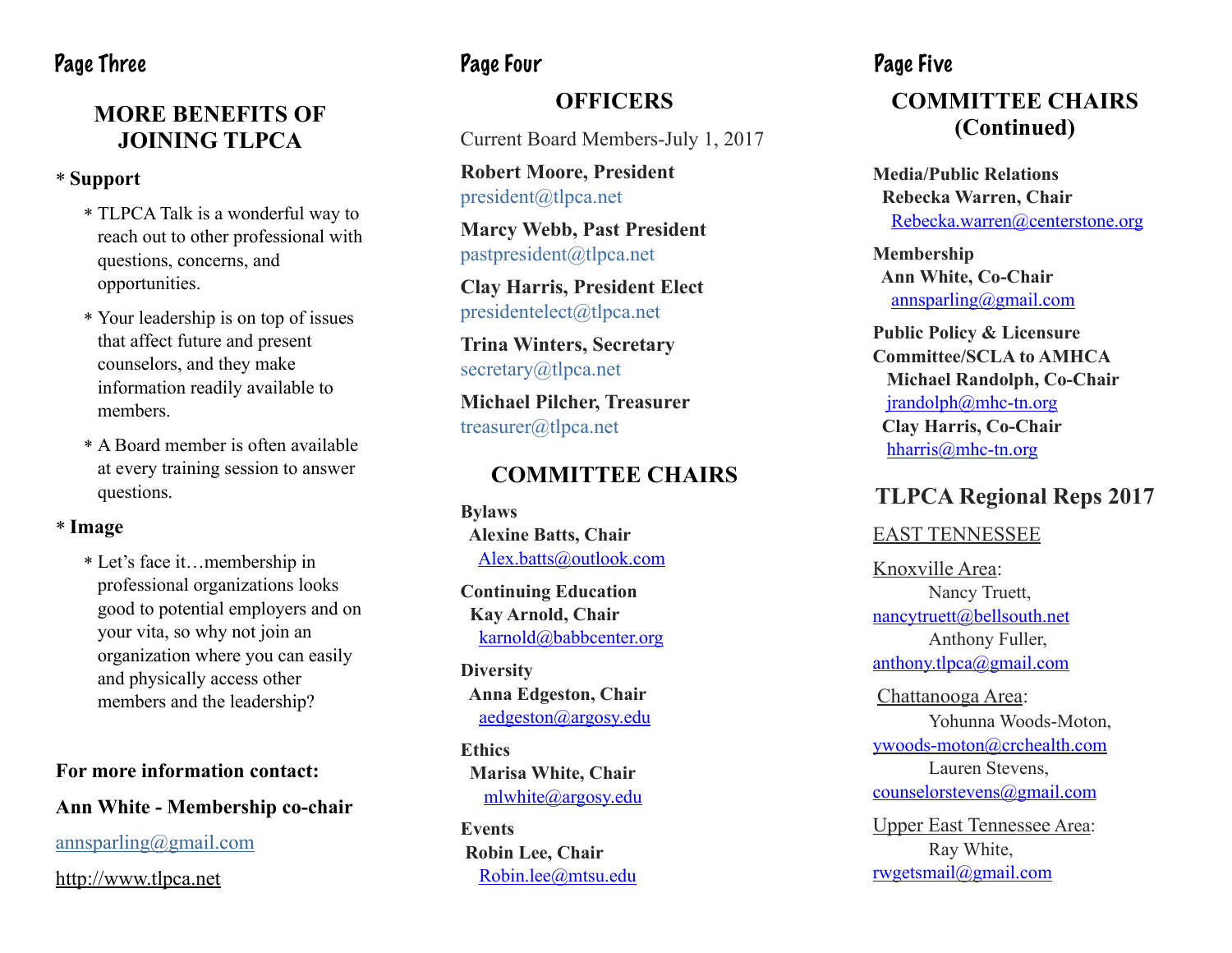## Page Three

### MORE BENEFITS OF JOINING TLPCA

* **Support**
  * TLPCA Talk is a wonderful way to reach out to other professional with questions, concerns, and opportunities.
  * Your leadership is on top of issues that affect future and present counselors, and they make information readily available to members.
  * A Board member is often available at every training session to answer questions.
* **Image**
  * Let's face it…membership in professional organizations looks good to potential employers and on your vita, so why not join an organization where you can easily and physically access other members and the leadership?

**For more information contact:**

**Ann White - Membership co-chair**

annsparling@gmail.com

http://www.tlpca.net

## Page Four

### OFFICERS

Current Board Members-July 1, 2017

**Robert Moore, President**
president@tlpca.net

**Marcy Webb, Past President**
pastpresident@tlpca.net

**Clay Harris, President Elect**
presidentelect@tlpca.net

**Trina Winters, Secretary**
secretary@tlpca.net

**Michael Pilcher, Treasurer**
treasurer@tlpca.net

### COMMITTEE CHAIRS

**Bylaws**
**Alexine Batts, Chair**
Alex.batts@outlook.com

**Continuing Education**
**Kay Arnold, Chair**
karnold@babbcenter.org

**Diversity**
**Anna Edgeston, Chair**
aedgeston@argosy.edu

**Ethics**
**Marisa White, Chair**
mlwhite@argosy.edu

**Events**
**Robin Lee, Chair**
Robin.lee@mtsu.edu

## Page Five

### COMMITTEE CHAIRS (Continued)

**Media/Public Relations**
**Rebecka Warren, Chair**
Rebecka.warren@centerstone.org

**Membership**
**Ann White, Co-Chair**
annsparling@gmail.com

**Public Policy & Licensure Committee/SCLA to AMHCA**
**Michael Randolph, Co-Chair**
jrandolph@mhc-tn.org
**Clay Harris, Co-Chair**
hharris@mhc-tn.org

### TLPCA Regional Reps 2017

EAST TENNESSEE

Knoxville Area:
Nancy Truett,
nancytruett@bellsouth.net
Anthony Fuller,
anthony.tlpca@gmail.com

Chattanooga Area:
Yohunna Woods-Moton,
ywoods-moton@crchealth.com
Lauren Stevens,
counselorstevens@gmail.com

Upper East Tennessee Area:
Ray White,
rwgetsmail@gmail.com